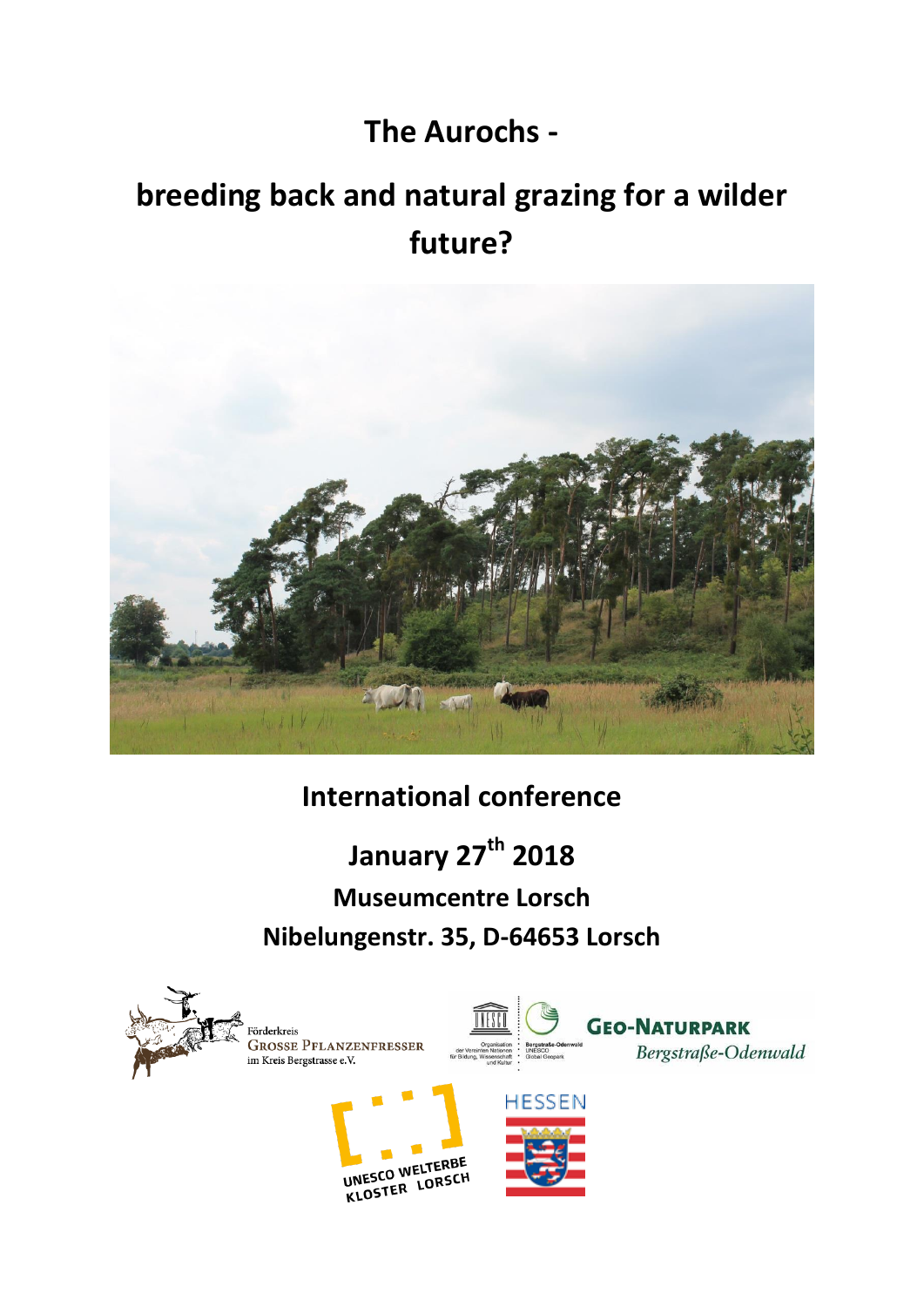# The Aurochs -

# breeding back and natural grazing for a wilder future?

## International conference

## January 27th 2018

### Museumcentre Lorsch

### Nibelungenstr. 35, D-64653 Lorsch

Förderkreis
GROSSE PFLANZENFRESSER
im Kreis Bergstrasse e.V.

GEO-NATURPARK
*Bergstraße-Odenwald*

UNESCO WELTERBE
KLOSTER LORSCH

HESSEN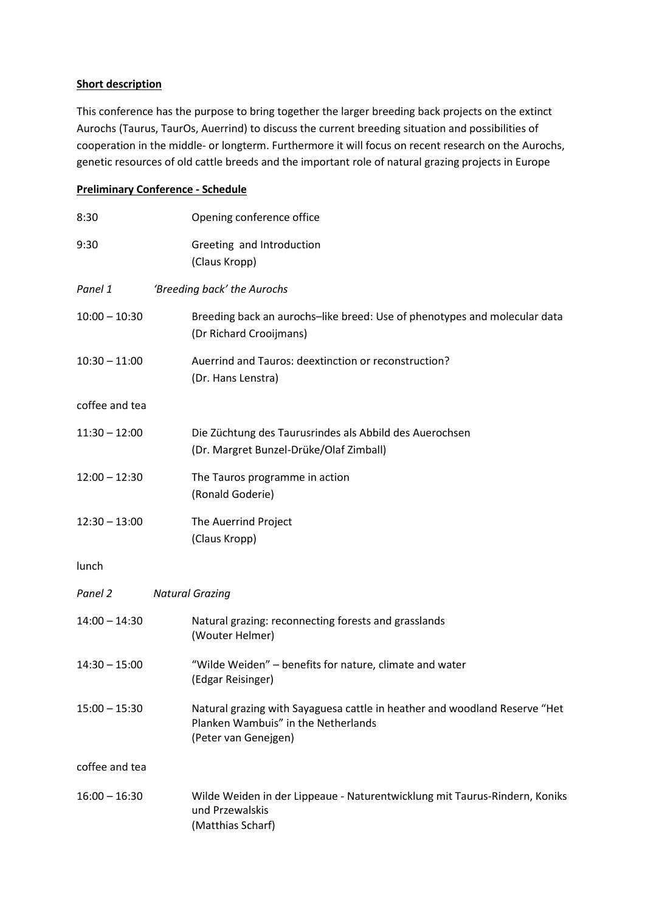**Short description**

This conference has the purpose to bring together the larger breeding back projects on the extinct Aurochs (Taurus, TaurOs, Auerrind) to discuss the current breeding situation and possibilities of cooperation in the middle- or longterm. Furthermore it will focus on recent research on the Aurochs, genetic resources of old cattle breeds and the important role of natural grazing projects in Europe

**Preliminary Conference - Schedule**

| | |
|---|---|
| 8:30 | Opening conference office |
| 9:30 | Greeting and Introduction<br>(Claus Kropp) |
| *Panel 1* | *'Breeding back' the Aurochs* |
| 10:00 – 10:30 | Breeding back an aurochs–like breed: Use of phenotypes and molecular data<br>(Dr Richard Crooijmans) |
| 10:30 – 11:00 | Auerrind and Tauros: deextinction or reconstruction?<br>(Dr. Hans Lenstra) |
| coffee and tea | |
| 11:30 – 12:00 | Die Züchtung des Taurusrindes als Abbild des Auerochsen<br>(Dr. Margret Bunzel-Drüke/Olaf Zimball) |
| 12:00 – 12:30 | The Tauros programme in action<br>(Ronald Goderie) |
| 12:30 – 13:00 | The Auerrind Project<br>(Claus Kropp) |
| lunch | |
| *Panel 2* | *Natural Grazing* |
| 14:00 – 14:30 | Natural grazing: reconnecting forests and grasslands<br>(Wouter Helmer) |
| 14:30 – 15:00 | "Wilde Weiden" – benefits for nature, climate and water<br>(Edgar Reisinger) |
| 15:00 – 15:30 | Natural grazing with Sayaguesa cattle in heather and woodland Reserve "Het Planken Wambuis" in the Netherlands<br>(Peter van Genejgen) |
| coffee and tea | |
| 16:00 – 16:30 | Wilde Weiden in der Lippeaue - Naturentwicklung mit Taurus-Rindern, Koniks und Przewalskis<br>(Matthias Scharf) |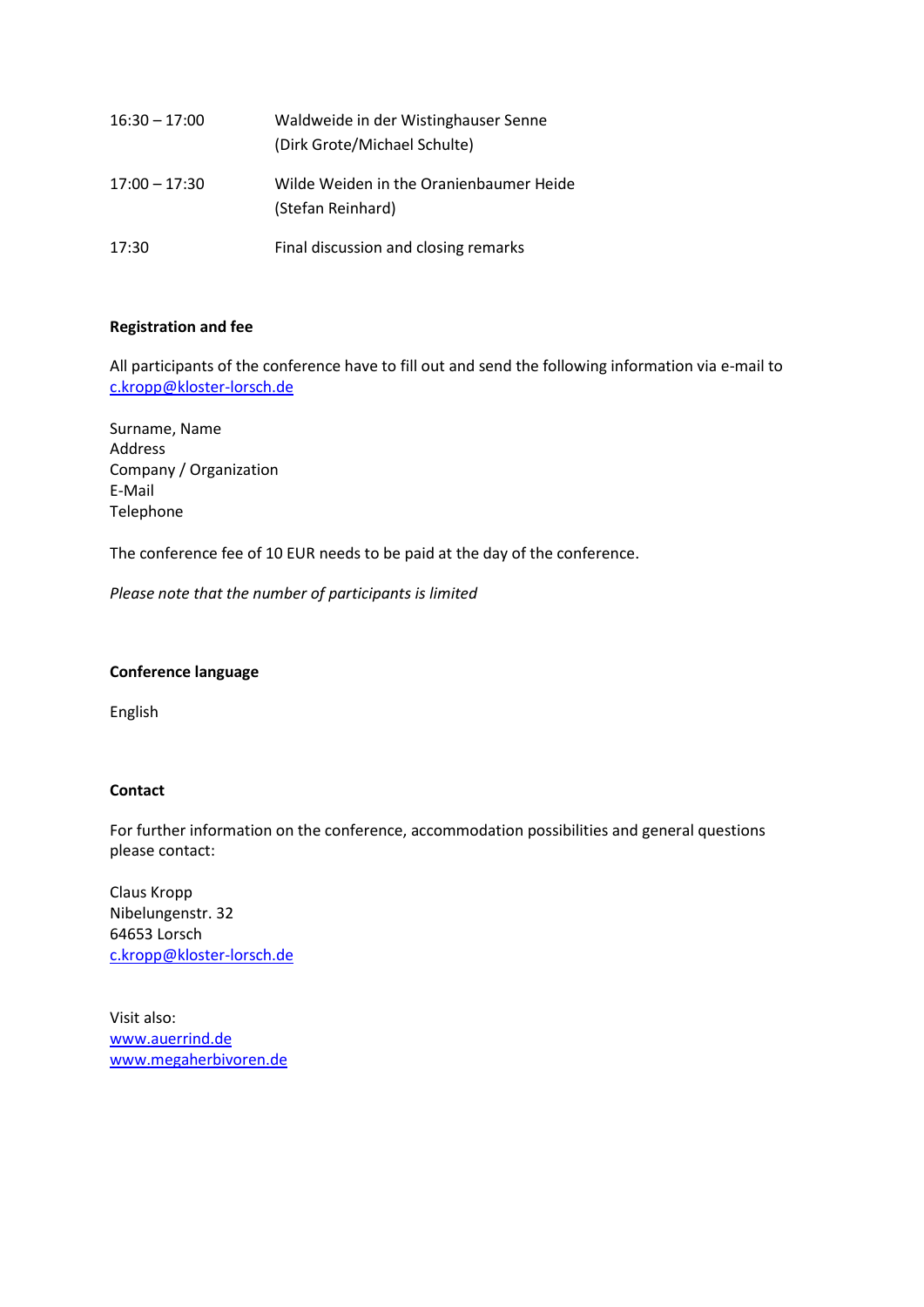| | |
|---|---|
| 16:30 – 17:00 | Waldweide in der Wistinghauser Senne (Dirk Grote/Michael Schulte) |
| 17:00 – 17:30 | Wilde Weiden in the Oranienbaumer Heide (Stefan Reinhard) |
| 17:30 | Final discussion and closing remarks |

**Registration and fee**

All participants of the conference have to fill out and send the following information via e-mail to c.kropp@kloster-lorsch.de

Surname, Name
Address
Company / Organization
E-Mail
Telephone

The conference fee of 10 EUR needs to be paid at the day of the conference.

*Please note that the number of participants is limited*

**Conference language**

English

**Contact**

For further information on the conference, accommodation possibilities and general questions please contact:

Claus Kropp
Nibelungenstr. 32
64653 Lorsch
c.kropp@kloster-lorsch.de

Visit also:
www.auerrind.de
www.megaherbivoren.de